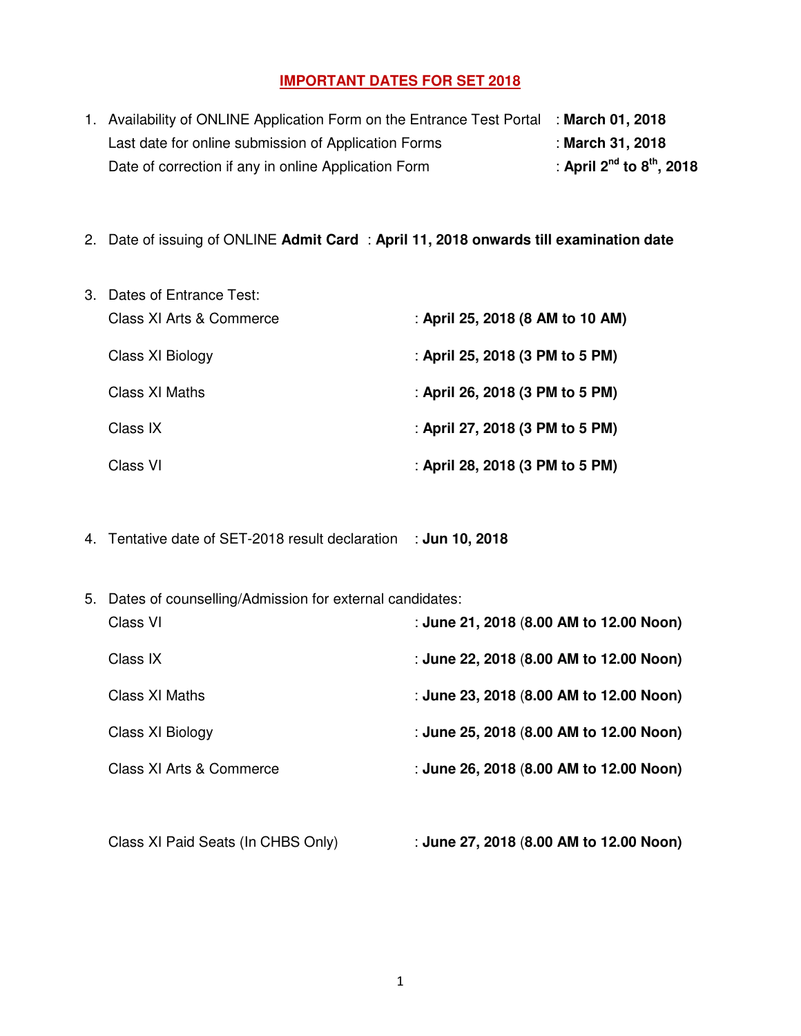# IMPORTANT DATES FOR SET 2018

1. Availability of ONLINE Application Form on the Entrance Test Portal : **March 01, 2018**
   Last date for online submission of Application Forms : **March 31, 2018**
   Date of correction if any in online Application Form : **April 2nd to 8th, 2018**

2. Date of issuing of ONLINE **Admit Card** : **April 11, 2018 onwards till examination date**

3. Dates of Entrance Test:

   | | |
   |---|---|
   | Class XI Arts & Commerce | : **April 25, 2018 (8 AM to 10 AM)** |
   | Class XI Biology | : **April 25, 2018 (3 PM to 5 PM)** |
   | Class XI Maths | : **April 26, 2018 (3 PM to 5 PM)** |
   | Class IX | : **April 27, 2018 (3 PM to 5 PM)** |
   | Class VI | : **April 28, 2018 (3 PM to 5 PM)** |

4. Tentative date of SET-2018 result declaration : **Jun 10, 2018**

5. Dates of counselling/Admission for external candidates:

   | | |
   |---|---|
   | Class VI | : **June 21, 2018** (**8.00 AM to 12.00 Noon)** |
   | Class IX | : **June 22, 2018** (**8.00 AM to 12.00 Noon)** |
   | Class XI Maths | : **June 23, 2018** (**8.00 AM to 12.00 Noon)** |
   | Class XI Biology | : **June 25, 2018** (**8.00 AM to 12.00 Noon)** |
   | Class XI Arts & Commerce | : **June 26, 2018** (**8.00 AM to 12.00 Noon)** |
   | Class XI Paid Seats (In CHBS Only) | : **June 27, 2018** (**8.00 AM to 12.00 Noon)** |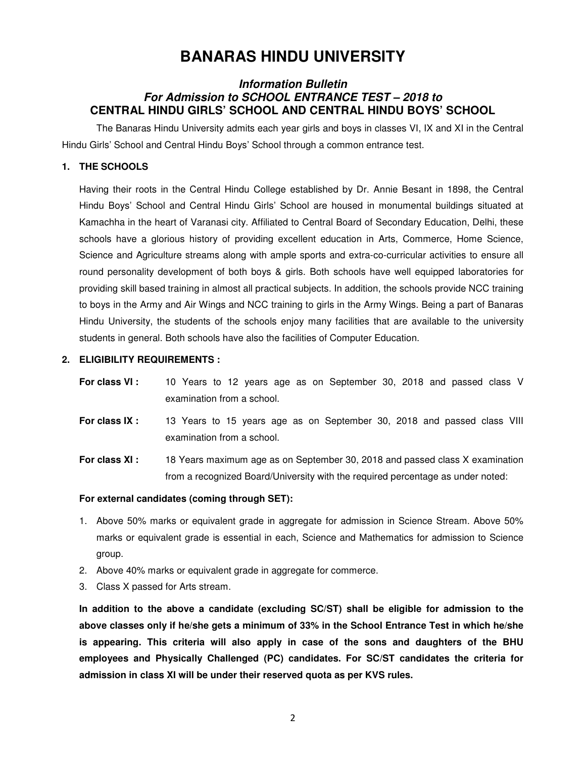# BANARAS HINDU UNIVERSITY

***Information Bulletin***
***For Admission to SCHOOL ENTRANCE TEST – 2018 to***
**CENTRAL HINDU GIRLS' SCHOOL AND CENTRAL HINDU BOYS' SCHOOL**

The Banaras Hindu University admits each year girls and boys in classes VI, IX and XI in the Central Hindu Girls' School and Central Hindu Boys' School through a common entrance test.

## 1. THE SCHOOLS

Having their roots in the Central Hindu College established by Dr. Annie Besant in 1898, the Central Hindu Boys' School and Central Hindu Girls' School are housed in monumental buildings situated at Kamachha in the heart of Varanasi city. Affiliated to Central Board of Secondary Education, Delhi, these schools have a glorious history of providing excellent education in Arts, Commerce, Home Science, Science and Agriculture streams along with ample sports and extra-co-curricular activities to ensure all round personality development of both boys & girls. Both schools have well equipped laboratories for providing skill based training in almost all practical subjects. In addition, the schools provide NCC training to boys in the Army and Air Wings and NCC training to girls in the Army Wings. Being a part of Banaras Hindu University, the students of the schools enjoy many facilities that are available to the university students in general. Both schools have also the facilities of Computer Education.

## 2. ELIGIBILITY REQUIREMENTS :

**For class VI :** 10 Years to 12 years age as on September 30, 2018 and passed class V examination from a school.

**For class IX :** 13 Years to 15 years age as on September 30, 2018 and passed class VIII examination from a school.

**For class XI :** 18 Years maximum age as on September 30, 2018 and passed class X examination from a recognized Board/University with the required percentage as under noted:

**For external candidates (coming through SET):**

1. Above 50% marks or equivalent grade in aggregate for admission in Science Stream. Above 50% marks or equivalent grade is essential in each, Science and Mathematics for admission to Science group.
2. Above 40% marks or equivalent grade in aggregate for commerce.
3. Class X passed for Arts stream.

**In addition to the above a candidate (excluding SC/ST) shall be eligible for admission to the above classes only if he/she gets a minimum of 33% in the School Entrance Test in which he/she is appearing. This criteria will also apply in case of the sons and daughters of the BHU employees and Physically Challenged (PC) candidates. For SC/ST candidates the criteria for admission in class XI will be under their reserved quota as per KVS rules.**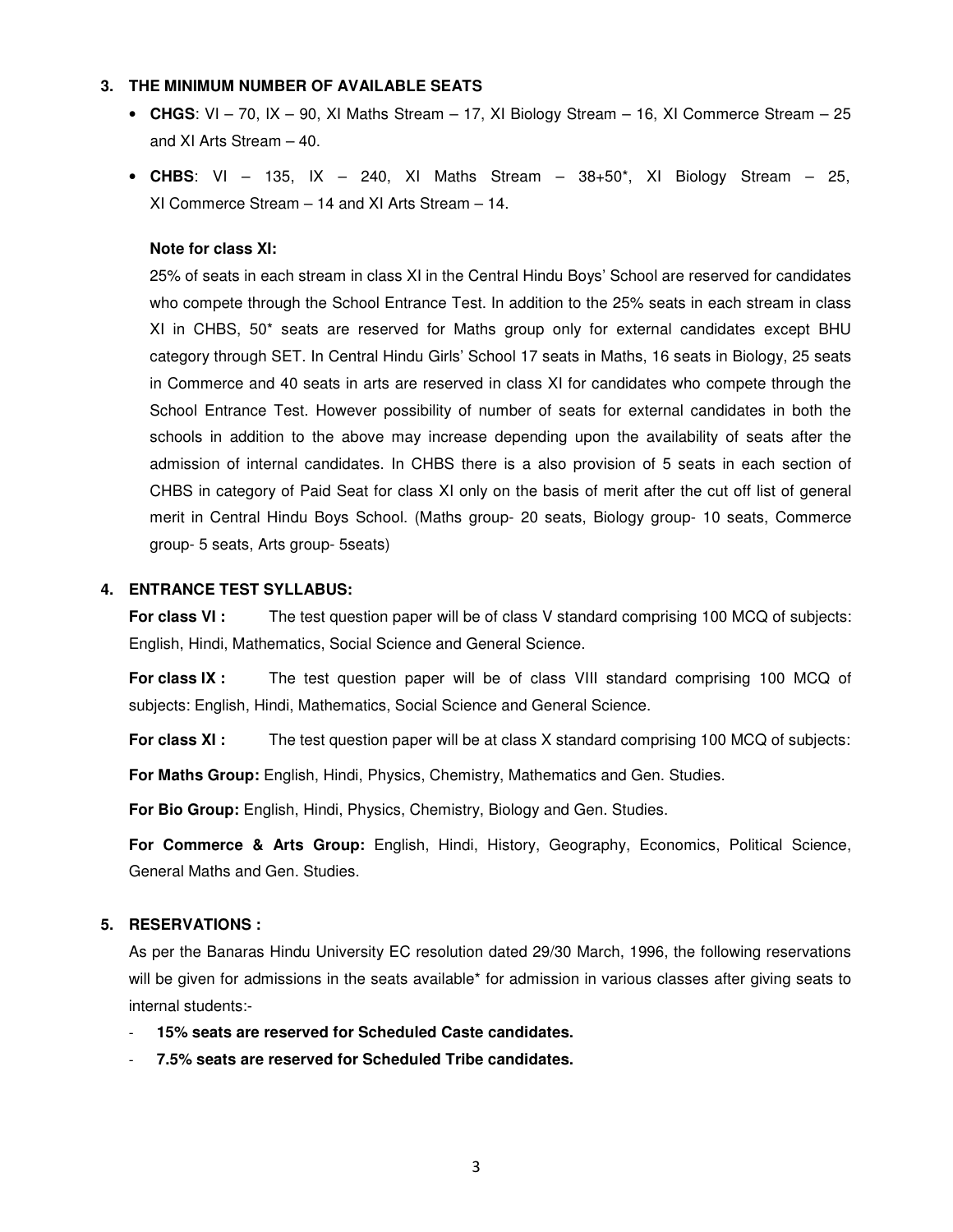### 3. THE MINIMUM NUMBER OF AVAILABLE SEATS

- **CHGS**: VI – 70, IX – 90, XI Maths Stream – 17, XI Biology Stream – 16, XI Commerce Stream – 25 and XI Arts Stream – 40.
- **CHBS**: VI – 135, IX – 240, XI Maths Stream – 38+50*, XI Biology Stream – 25, XI Commerce Stream – 14 and XI Arts Stream – 14.

**Note for class XI:**

25% of seats in each stream in class XI in the Central Hindu Boys' School are reserved for candidates who compete through the School Entrance Test. In addition to the 25% seats in each stream in class XI in CHBS, 50* seats are reserved for Maths group only for external candidates except BHU category through SET. In Central Hindu Girls' School 17 seats in Maths, 16 seats in Biology, 25 seats in Commerce and 40 seats in arts are reserved in class XI for candidates who compete through the School Entrance Test. However possibility of number of seats for external candidates in both the schools in addition to the above may increase depending upon the availability of seats after the admission of internal candidates. In CHBS there is a also provision of 5 seats in each section of CHBS in category of Paid Seat for class XI only on the basis of merit after the cut off list of general merit in Central Hindu Boys School. (Maths group- 20 seats, Biology group- 10 seats, Commerce group- 5 seats, Arts group- 5seats)

### 4. ENTRANCE TEST SYLLABUS:

**For class VI :** The test question paper will be of class V standard comprising 100 MCQ of subjects: English, Hindi, Mathematics, Social Science and General Science.

**For class IX :** The test question paper will be of class VIII standard comprising 100 MCQ of subjects: English, Hindi, Mathematics, Social Science and General Science.

**For class XI :** The test question paper will be at class X standard comprising 100 MCQ of subjects:

**For Maths Group:** English, Hindi, Physics, Chemistry, Mathematics and Gen. Studies.

**For Bio Group:** English, Hindi, Physics, Chemistry, Biology and Gen. Studies.

**For Commerce & Arts Group:** English, Hindi, History, Geography, Economics, Political Science, General Maths and Gen. Studies.

### 5. RESERVATIONS :

As per the Banaras Hindu University EC resolution dated 29/30 March, 1996, the following reservations will be given for admissions in the seats available* for admission in various classes after giving seats to internal students:-

- **15% seats are reserved for Scheduled Caste candidates.**
- **7.5% seats are reserved for Scheduled Tribe candidates.**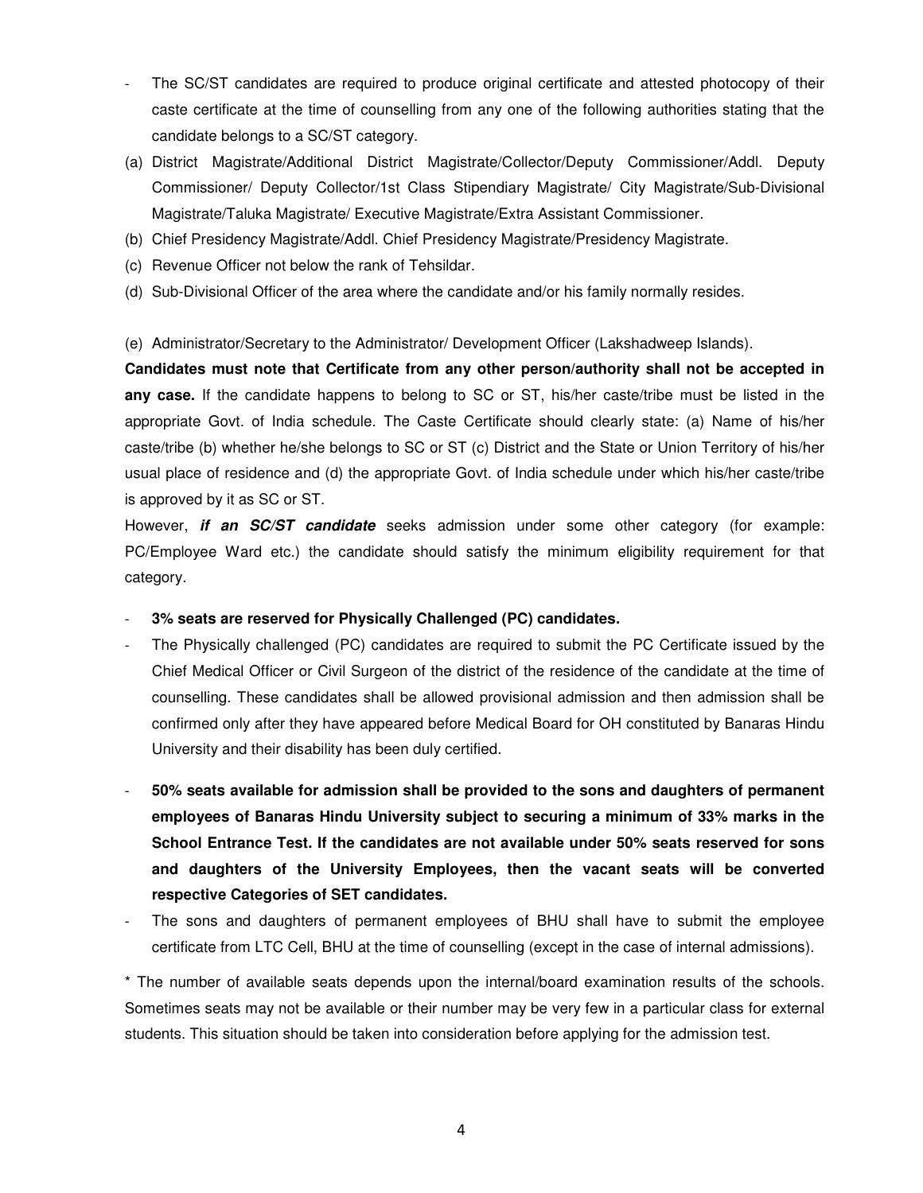- The SC/ST candidates are required to produce original certificate and attested photocopy of their caste certificate at the time of counselling from any one of the following authorities stating that the candidate belongs to a SC/ST category.

(a) District Magistrate/Additional District Magistrate/Collector/Deputy Commissioner/Addl. Deputy Commissioner/ Deputy Collector/1st Class Stipendiary Magistrate/ City Magistrate/Sub-Divisional Magistrate/Taluka Magistrate/ Executive Magistrate/Extra Assistant Commissioner.

(b) Chief Presidency Magistrate/Addl. Chief Presidency Magistrate/Presidency Magistrate.

(c) Revenue Officer not below the rank of Tehsildar.

(d) Sub-Divisional Officer of the area where the candidate and/or his family normally resides.

(e) Administrator/Secretary to the Administrator/ Development Officer (Lakshadweep Islands).

**Candidates must note that Certificate from any other person/authority shall not be accepted in any case.** If the candidate happens to belong to SC or ST, his/her caste/tribe must be listed in the appropriate Govt. of India schedule. The Caste Certificate should clearly state: (a) Name of his/her caste/tribe (b) whether he/she belongs to SC or ST (c) District and the State or Union Territory of his/her usual place of residence and (d) the appropriate Govt. of India schedule under which his/her caste/tribe is approved by it as SC or ST.

However, ***if an SC/ST candidate*** seeks admission under some other category (for example: PC/Employee Ward etc.) the candidate should satisfy the minimum eligibility requirement for that category.

- **3% seats are reserved for Physically Challenged (PC) candidates.**
- The Physically challenged (PC) candidates are required to submit the PC Certificate issued by the Chief Medical Officer or Civil Surgeon of the district of the residence of the candidate at the time of counselling. These candidates shall be allowed provisional admission and then admission shall be confirmed only after they have appeared before Medical Board for OH constituted by Banaras Hindu University and their disability has been duly certified.
- **50% seats available for admission shall be provided to the sons and daughters of permanent employees of Banaras Hindu University subject to securing a minimum of 33% marks in the School Entrance Test. If the candidates are not available under 50% seats reserved for sons and daughters of the University Employees, then the vacant seats will be converted respective Categories of SET candidates.**
- The sons and daughters of permanent employees of BHU shall have to submit the employee certificate from LTC Cell, BHU at the time of counselling (except in the case of internal admissions).

* The number of available seats depends upon the internal/board examination results of the schools. Sometimes seats may not be available or their number may be very few in a particular class for external students. This situation should be taken into consideration before applying for the admission test.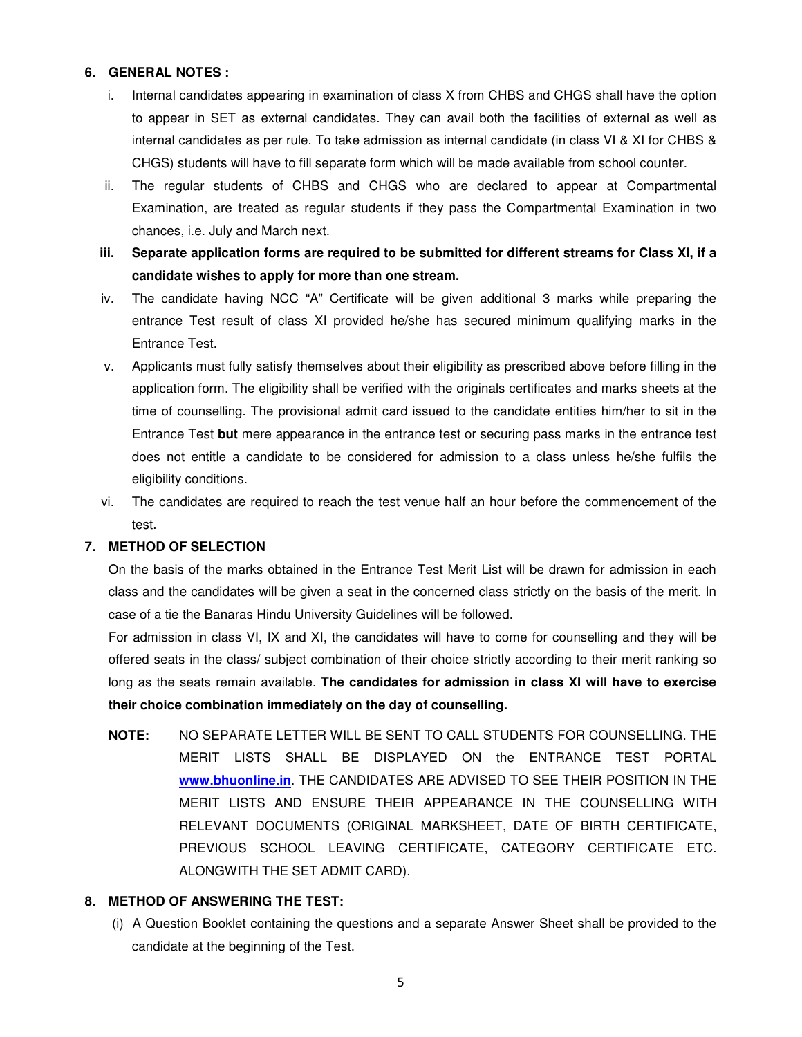## 6. GENERAL NOTES :

i. Internal candidates appearing in examination of class X from CHBS and CHGS shall have the option to appear in SET as external candidates. They can avail both the facilities of external as well as internal candidates as per rule. To take admission as internal candidate (in class VI & XI for CHBS & CHGS) students will have to fill separate form which will be made available from school counter.

ii. The regular students of CHBS and CHGS who are declared to appear at Compartmental Examination, are treated as regular students if they pass the Compartmental Examination in two chances, i.e. July and March next.

**iii. Separate application forms are required to be submitted for different streams for Class XI, if a candidate wishes to apply for more than one stream.**

iv. The candidate having NCC "A" Certificate will be given additional 3 marks while preparing the entrance Test result of class XI provided he/she has secured minimum qualifying marks in the Entrance Test.

v. Applicants must fully satisfy themselves about their eligibility as prescribed above before filling in the application form. The eligibility shall be verified with the originals certificates and marks sheets at the time of counselling. The provisional admit card issued to the candidate entities him/her to sit in the Entrance Test **but** mere appearance in the entrance test or securing pass marks in the entrance test does not entitle a candidate to be considered for admission to a class unless he/she fulfils the eligibility conditions.

vi. The candidates are required to reach the test venue half an hour before the commencement of the test.

## 7. METHOD OF SELECTION

On the basis of the marks obtained in the Entrance Test Merit List will be drawn for admission in each class and the candidates will be given a seat in the concerned class strictly on the basis of the merit. In case of a tie the Banaras Hindu University Guidelines will be followed.

For admission in class VI, IX and XI, the candidates will have to come for counselling and they will be offered seats in the class/ subject combination of their choice strictly according to their merit ranking so long as the seats remain available. **The candidates for admission in class XI will have to exercise their choice combination immediately on the day of counselling.**

**NOTE:** NO SEPARATE LETTER WILL BE SENT TO CALL STUDENTS FOR COUNSELLING. THE MERIT LISTS SHALL BE DISPLAYED ON the ENTRANCE TEST PORTAL **www.bhuonline.in**. THE CANDIDATES ARE ADVISED TO SEE THEIR POSITION IN THE MERIT LISTS AND ENSURE THEIR APPEARANCE IN THE COUNSELLING WITH RELEVANT DOCUMENTS (ORIGINAL MARKSHEET, DATE OF BIRTH CERTIFICATE, PREVIOUS SCHOOL LEAVING CERTIFICATE, CATEGORY CERTIFICATE ETC. ALONGWITH THE SET ADMIT CARD).

## 8. METHOD OF ANSWERING THE TEST:

(i) A Question Booklet containing the questions and a separate Answer Sheet shall be provided to the candidate at the beginning of the Test.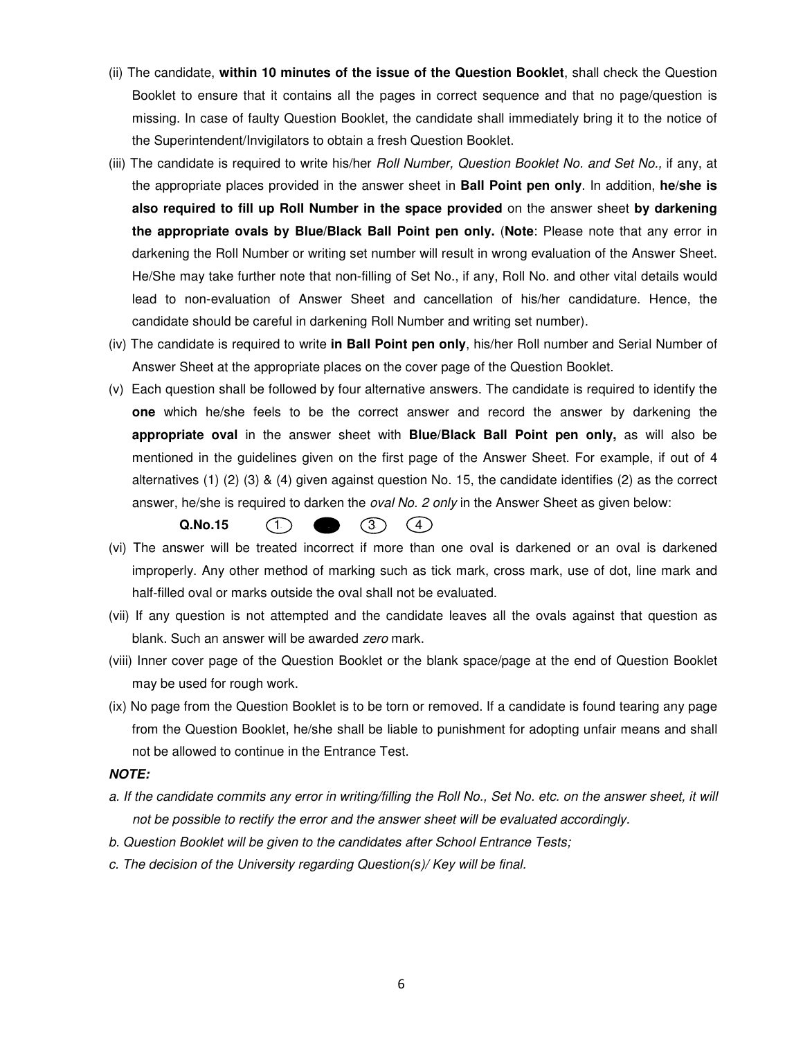(ii) The candidate, **within 10 minutes of the issue of the Question Booklet**, shall check the Question Booklet to ensure that it contains all the pages in correct sequence and that no page/question is missing. In case of faulty Question Booklet, the candidate shall immediately bring it to the notice of the Superintendent/Invigilators to obtain a fresh Question Booklet.

(iii) The candidate is required to write his/her *Roll Number, Question Booklet No. and Set No.,* if any, at the appropriate places provided in the answer sheet in **Ball Point pen only**. In addition, **he/she is also required to fill up Roll Number in the space provided** on the answer sheet **by darkening the appropriate ovals by Blue/Black Ball Point pen only.** (**Note**: Please note that any error in darkening the Roll Number or writing set number will result in wrong evaluation of the Answer Sheet. He/She may take further note that non-filling of Set No., if any, Roll No. and other vital details would lead to non-evaluation of Answer Sheet and cancellation of his/her candidature. Hence, the candidate should be careful in darkening Roll Number and writing set number).

(iv) The candidate is required to write **in Ball Point pen only**, his/her Roll number and Serial Number of Answer Sheet at the appropriate places on the cover page of the Question Booklet.

(v) Each question shall be followed by four alternative answers. The candidate is required to identify the **one** which he/she feels to be the correct answer and record the answer by darkening the **appropriate oval** in the answer sheet with **Blue/Black Ball Point pen only,** as will also be mentioned in the guidelines given on the first page of the Answer Sheet. For example, if out of 4 alternatives (1) (2) (3) & (4) given against question No. 15, the candidate identifies (2) as the correct answer, he/she is required to darken the *oval No. 2 only* in the Answer Sheet as given below:

**Q.No.15** ① ● ③ ④

(vi) The answer will be treated incorrect if more than one oval is darkened or an oval is darkened improperly. Any other method of marking such as tick mark, cross mark, use of dot, line mark and half-filled oval or marks outside the oval shall not be evaluated.

(vii) If any question is not attempted and the candidate leaves all the ovals against that question as blank. Such an answer will be awarded *zero* mark.

(viii) Inner cover page of the Question Booklet or the blank space/page at the end of Question Booklet may be used for rough work.

(ix) No page from the Question Booklet is to be torn or removed. If a candidate is found tearing any page from the Question Booklet, he/she shall be liable to punishment for adopting unfair means and shall not be allowed to continue in the Entrance Test.

***NOTE:***

*a. If the candidate commits any error in writing/filling the Roll No., Set No. etc. on the answer sheet, it will not be possible to rectify the error and the answer sheet will be evaluated accordingly.*

*b. Question Booklet will be given to the candidates after School Entrance Tests;*

*c. The decision of the University regarding Question(s)/ Key will be final.*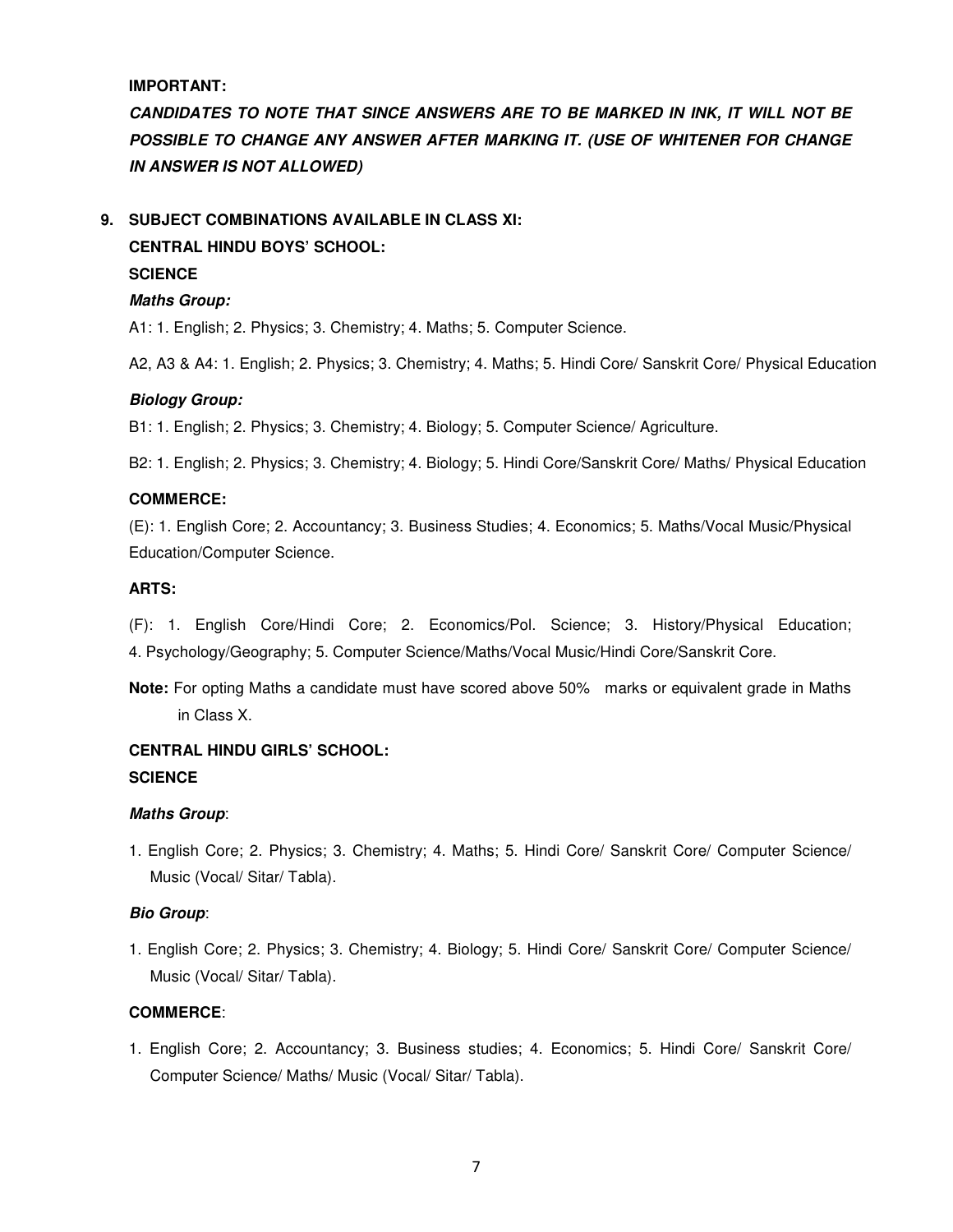**IMPORTANT:**

***CANDIDATES TO NOTE THAT SINCE ANSWERS ARE TO BE MARKED IN INK, IT WILL NOT BE POSSIBLE TO CHANGE ANY ANSWER AFTER MARKING IT. (USE OF WHITENER FOR CHANGE IN ANSWER IS NOT ALLOWED)***

**9. SUBJECT COMBINATIONS AVAILABLE IN CLASS XI:**

**CENTRAL HINDU BOYS' SCHOOL:**

**SCIENCE**

***Maths Group:***

A1: 1. English; 2. Physics; 3. Chemistry; 4. Maths; 5. Computer Science.

A2, A3 & A4: 1. English; 2. Physics; 3. Chemistry; 4. Maths; 5. Hindi Core/ Sanskrit Core/ Physical Education

***Biology Group:***

B1: 1. English; 2. Physics; 3. Chemistry; 4. Biology; 5. Computer Science/ Agriculture.

B2: 1. English; 2. Physics; 3. Chemistry; 4. Biology; 5. Hindi Core/Sanskrit Core/ Maths/ Physical Education

**COMMERCE:**

(E): 1. English Core; 2. Accountancy; 3. Business Studies; 4. Economics; 5. Maths/Vocal Music/Physical Education/Computer Science.

**ARTS:**

(F): 1. English Core/Hindi Core; 2. Economics/Pol. Science; 3. History/Physical Education; 4. Psychology/Geography; 5. Computer Science/Maths/Vocal Music/Hindi Core/Sanskrit Core.

**Note:** For opting Maths a candidate must have scored above 50% marks or equivalent grade in Maths in Class X.

**CENTRAL HINDU GIRLS' SCHOOL:**

**SCIENCE**

***Maths Group*:**

1. English Core; 2. Physics; 3. Chemistry; 4. Maths; 5. Hindi Core/ Sanskrit Core/ Computer Science/ Music (Vocal/ Sitar/ Tabla).

***Bio Group*:**

1. English Core; 2. Physics; 3. Chemistry; 4. Biology; 5. Hindi Core/ Sanskrit Core/ Computer Science/ Music (Vocal/ Sitar/ Tabla).

**COMMERCE**:

1. English Core; 2. Accountancy; 3. Business studies; 4. Economics; 5. Hindi Core/ Sanskrit Core/ Computer Science/ Maths/ Music (Vocal/ Sitar/ Tabla).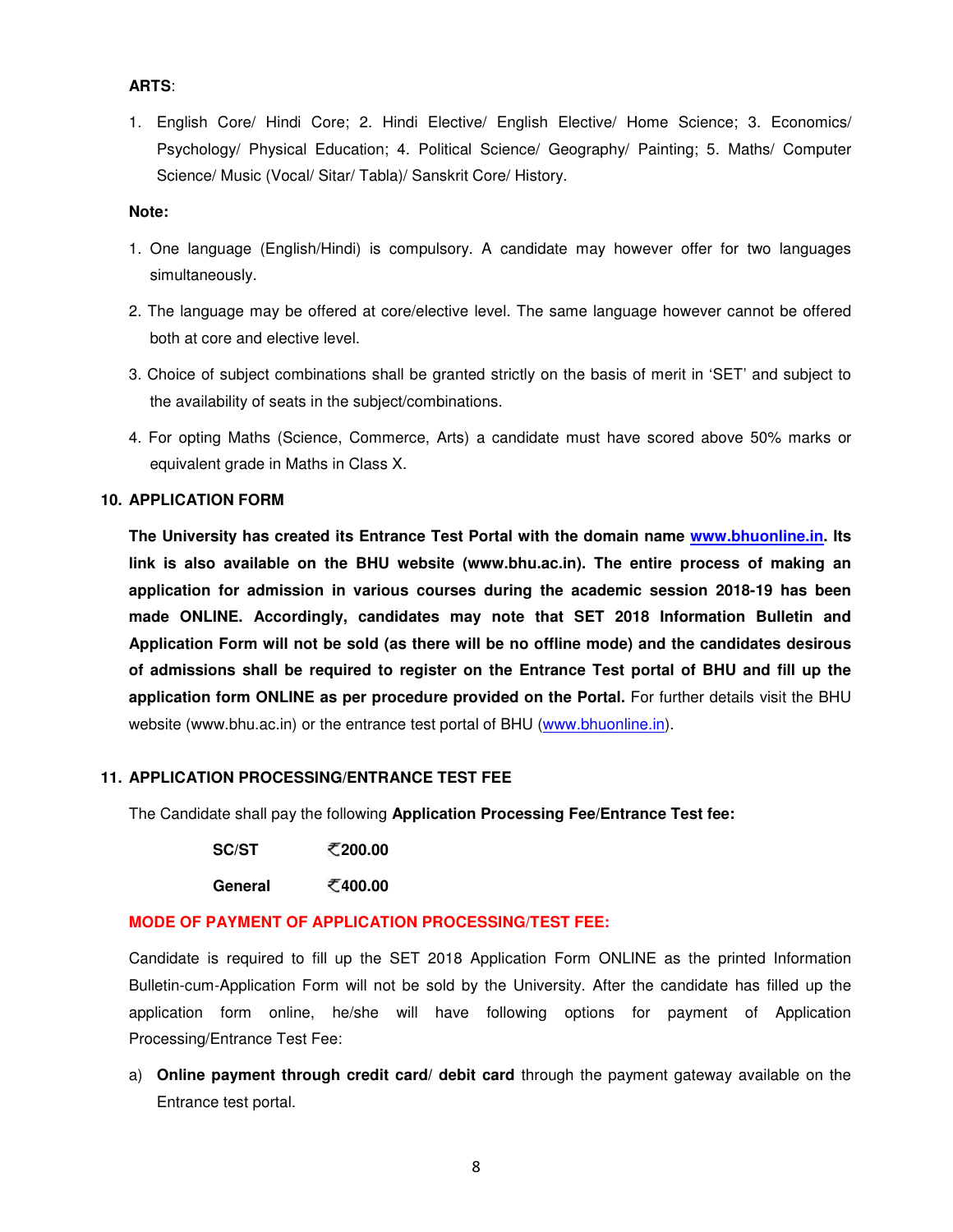**ARTS**:

1. English Core/ Hindi Core; 2. Hindi Elective/ English Elective/ Home Science; 3. Economics/ Psychology/ Physical Education; 4. Political Science/ Geography/ Painting; 5. Maths/ Computer Science/ Music (Vocal/ Sitar/ Tabla)/ Sanskrit Core/ History.

**Note:**

1. One language (English/Hindi) is compulsory. A candidate may however offer for two languages simultaneously.
2. The language may be offered at core/elective level. The same language however cannot be offered both at core and elective level.
3. Choice of subject combinations shall be granted strictly on the basis of merit in 'SET' and subject to the availability of seats in the subject/combinations.
4. For opting Maths (Science, Commerce, Arts) a candidate must have scored above 50% marks or equivalent grade in Maths in Class X.

## 10. APPLICATION FORM

**The University has created its Entrance Test Portal with the domain name [www.bhuonline.in](http://www.bhuonline.in). Its link is also available on the BHU website (www.bhu.ac.in). The entire process of making an application for admission in various courses during the academic session 2018-19 has been made ONLINE. Accordingly, candidates may note that SET 2018 Information Bulletin and Application Form will not be sold (as there will be no offline mode) and the candidates desirous of admissions shall be required to register on the Entrance Test portal of BHU and fill up the application form ONLINE as per procedure provided on the Portal.** For further details visit the BHU website (www.bhu.ac.in) or the entrance test portal of BHU ([www.bhuonline.in](http://www.bhuonline.in)).

## 11. APPLICATION PROCESSING/ENTRANCE TEST FEE

The Candidate shall pay the following **Application Processing Fee/Entrance Test fee:**

| | |
|---|---|
| **SC/ST** | **₹200.00** |
| **General** | **₹400.00** |

**MODE OF PAYMENT OF APPLICATION PROCESSING/TEST FEE:**

Candidate is required to fill up the SET 2018 Application Form ONLINE as the printed Information Bulletin-cum-Application Form will not be sold by the University. After the candidate has filled up the application form online, he/she will have following options for payment of Application Processing/Entrance Test Fee:

a) **Online payment through credit card/ debit card** through the payment gateway available on the Entrance test portal.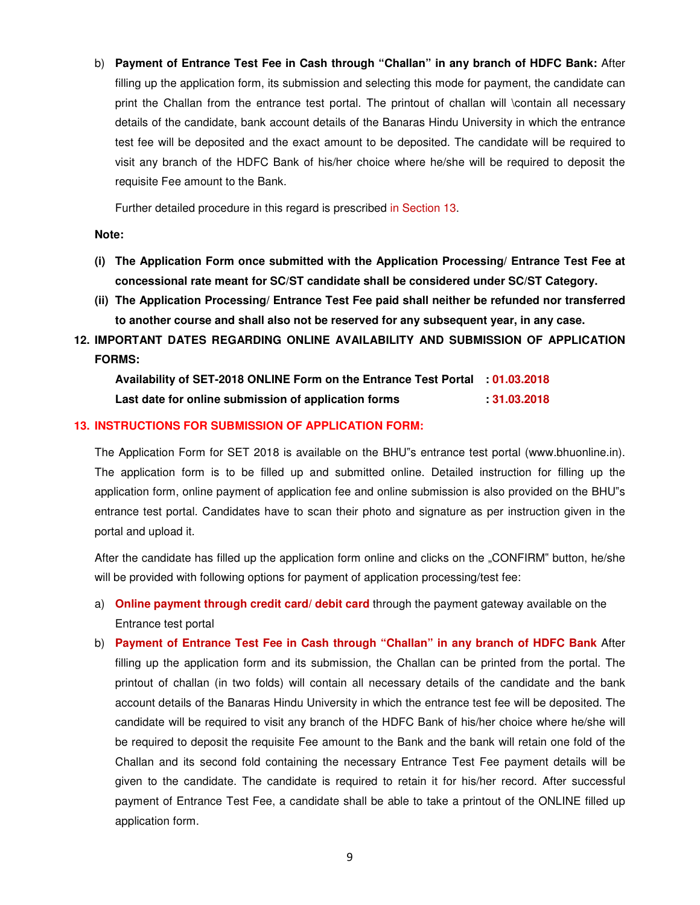b) **Payment of Entrance Test Fee in Cash through "Challan" in any branch of HDFC Bank:** After filling up the application form, its submission and selecting this mode for payment, the candidate can print the Challan from the entrance test portal. The printout of challan will \contain all necessary details of the candidate, bank account details of the Banaras Hindu University in which the entrance test fee will be deposited and the exact amount to be deposited. The candidate will be required to visit any branch of the HDFC Bank of his/her choice where he/she will be required to deposit the requisite Fee amount to the Bank.

Further detailed procedure in this regard is prescribed in Section 13.

**Note:**

**(i) The Application Form once submitted with the Application Processing/ Entrance Test Fee at concessional rate meant for SC/ST candidate shall be considered under SC/ST Category.**

**(ii) The Application Processing/ Entrance Test Fee paid shall neither be refunded nor transferred to another course and shall also not be reserved for any subsequent year, in any case.**

## 12. IMPORTANT DATES REGARDING ONLINE AVAILABILITY AND SUBMISSION OF APPLICATION FORMS:

| | |
|---|---|
| **Availability of SET-2018 ONLINE Form on the Entrance Test Portal** | **: 01.03.2018** |
| **Last date for online submission of application forms** | **: 31.03.2018** |

## 13. INSTRUCTIONS FOR SUBMISSION OF APPLICATION FORM:

The Application Form for SET 2018 is available on the BHU"s entrance test portal (www.bhuonline.in). The application form is to be filled up and submitted online. Detailed instruction for filling up the application form, online payment of application fee and online submission is also provided on the BHU"s entrance test portal. Candidates have to scan their photo and signature as per instruction given in the portal and upload it.

After the candidate has filled up the application form online and clicks on the „CONFIRM" button, he/she will be provided with following options for payment of application processing/test fee:

a) **Online payment through credit card/ debit card** through the payment gateway available on the Entrance test portal

b) **Payment of Entrance Test Fee in Cash through "Challan" in any branch of HDFC Bank** After filling up the application form and its submission, the Challan can be printed from the portal. The printout of challan (in two folds) will contain all necessary details of the candidate and the bank account details of the Banaras Hindu University in which the entrance test fee will be deposited. The candidate will be required to visit any branch of the HDFC Bank of his/her choice where he/she will be required to deposit the requisite Fee amount to the Bank and the bank will retain one fold of the Challan and its second fold containing the necessary Entrance Test Fee payment details will be given to the candidate. The candidate is required to retain it for his/her record. After successful payment of Entrance Test Fee, a candidate shall be able to take a printout of the ONLINE filled up application form.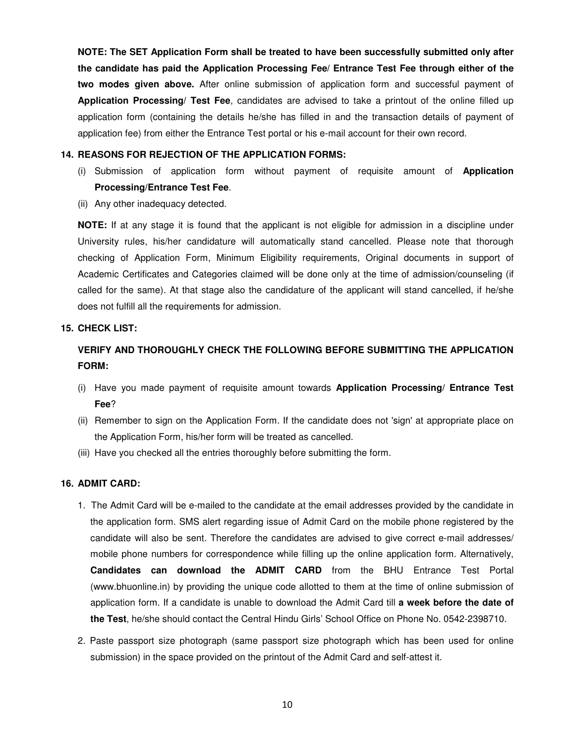**NOTE: The SET Application Form shall be treated to have been successfully submitted only after the candidate has paid the Application Processing Fee/ Entrance Test Fee through either of the two modes given above.** After online submission of application form and successful payment of **Application Processing/ Test Fee**, candidates are advised to take a printout of the online filled up application form (containing the details he/she has filled in and the transaction details of payment of application fee) from either the Entrance Test portal or his e-mail account for their own record.

**14. REASONS FOR REJECTION OF THE APPLICATION FORMS:**

(i) Submission of application form without payment of requisite amount of **Application Processing/Entrance Test Fee**.

(ii) Any other inadequacy detected.

**NOTE:** If at any stage it is found that the applicant is not eligible for admission in a discipline under University rules, his/her candidature will automatically stand cancelled. Please note that thorough checking of Application Form, Minimum Eligibility requirements, Original documents in support of Academic Certificates and Categories claimed will be done only at the time of admission/counseling (if called for the same). At that stage also the candidature of the applicant will stand cancelled, if he/she does not fulfill all the requirements for admission.

**15. CHECK LIST:**

**VERIFY AND THOROUGHLY CHECK THE FOLLOWING BEFORE SUBMITTING THE APPLICATION FORM:**

(i) Have you made payment of requisite amount towards **Application Processing/ Entrance Test Fee**?

(ii) Remember to sign on the Application Form. If the candidate does not 'sign' at appropriate place on the Application Form, his/her form will be treated as cancelled.

(iii) Have you checked all the entries thoroughly before submitting the form.

**16. ADMIT CARD:**

1. The Admit Card will be e-mailed to the candidate at the email addresses provided by the candidate in the application form. SMS alert regarding issue of Admit Card on the mobile phone registered by the candidate will also be sent. Therefore the candidates are advised to give correct e-mail addresses/ mobile phone numbers for correspondence while filling up the online application form. Alternatively, **Candidates can download the ADMIT CARD** from the BHU Entrance Test Portal (www.bhuonline.in) by providing the unique code allotted to them at the time of online submission of application form. If a candidate is unable to download the Admit Card till **a week before the date of the Test**, he/she should contact the Central Hindu Girls' School Office on Phone No. 0542-2398710.

2. Paste passport size photograph (same passport size photograph which has been used for online submission) in the space provided on the printout of the Admit Card and self-attest it.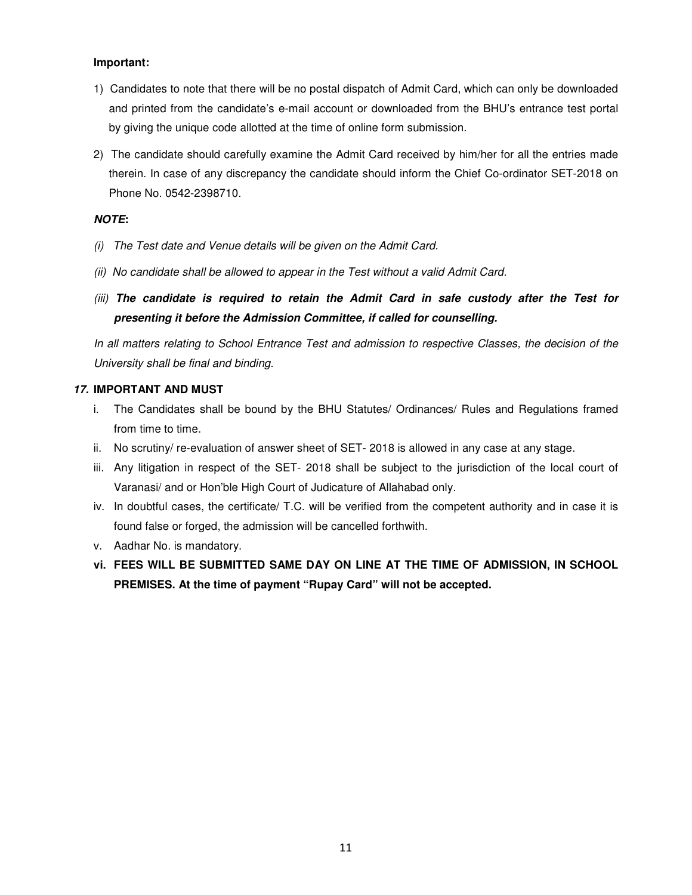**Important:**

1) Candidates to note that there will be no postal dispatch of Admit Card, which can only be downloaded and printed from the candidate's e-mail account or downloaded from the BHU's entrance test portal by giving the unique code allotted at the time of online form submission.

2) The candidate should carefully examine the Admit Card received by him/her for all the entries made therein. In case of any discrepancy the candidate should inform the Chief Co-ordinator SET-2018 on Phone No. 0542-2398710.

***NOTE*:**

*(i) The Test date and Venue details will be given on the Admit Card.*

*(ii) No candidate shall be allowed to appear in the Test without a valid Admit Card.*

*(iii)* ***The candidate is required to retain the Admit Card in safe custody after the Test for presenting it before the Admission Committee, if called for counselling.***

*In all matters relating to School Entrance Test and admission to respective Classes, the decision of the University shall be final and binding.*

***17.*** **IMPORTANT AND MUST**

i. The Candidates shall be bound by the BHU Statutes/ Ordinances/ Rules and Regulations framed from time to time.

ii. No scrutiny/ re-evaluation of answer sheet of SET- 2018 is allowed in any case at any stage.

iii. Any litigation in respect of the SET- 2018 shall be subject to the jurisdiction of the local court of Varanasi/ and or Hon'ble High Court of Judicature of Allahabad only.

iv. In doubtful cases, the certificate/ T.C. will be verified from the competent authority and in case it is found false or forged, the admission will be cancelled forthwith.

v. Aadhar No. is mandatory.

**vi. FEES WILL BE SUBMITTED SAME DAY ON LINE AT THE TIME OF ADMISSION, IN SCHOOL PREMISES. At the time of payment "Rupay Card" will not be accepted.**